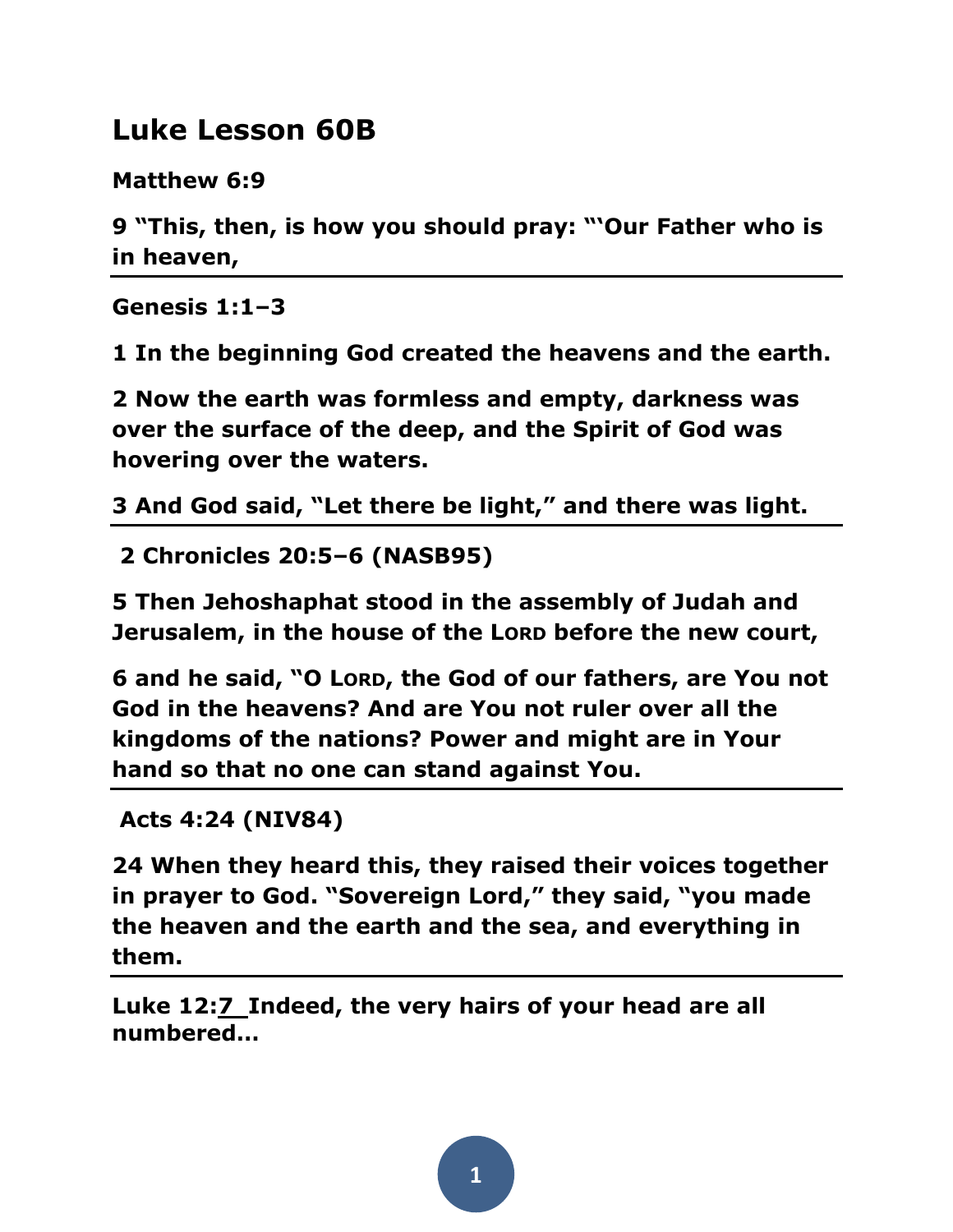# Luke Lesson 60B

**Matthew 6:9**

**9 "This, then, is how you should pray: "'Our Father who is in heaven,**

---

**Genesis 1:1–3**

**1 In the beginning God created the heavens and the earth.**

**2 Now the earth was formless and empty, darkness was over the surface of the deep, and the Spirit of God was hovering over the waters.**

**3 And God said, "Let there be light," and there was light.**

---

**2 Chronicles 20:5–6 (NASB95)**

**5 Then Jehoshaphat stood in the assembly of Judah and Jerusalem, in the house of the LORD before the new court,**

**6 and he said, "O LORD, the God of our fathers, are You not God in the heavens? And are You not ruler over all the kingdoms of the nations? Power and might are in Your hand so that no one can stand against You.**

---

**Acts 4:24 (NIV84)**

**24 When they heard this, they raised their voices together in prayer to God. "Sovereign Lord," they said, "you made the heaven and the earth and the sea, and everything in them.**

---

**Luke 12:7 Indeed, the very hairs of your head are all numbered…**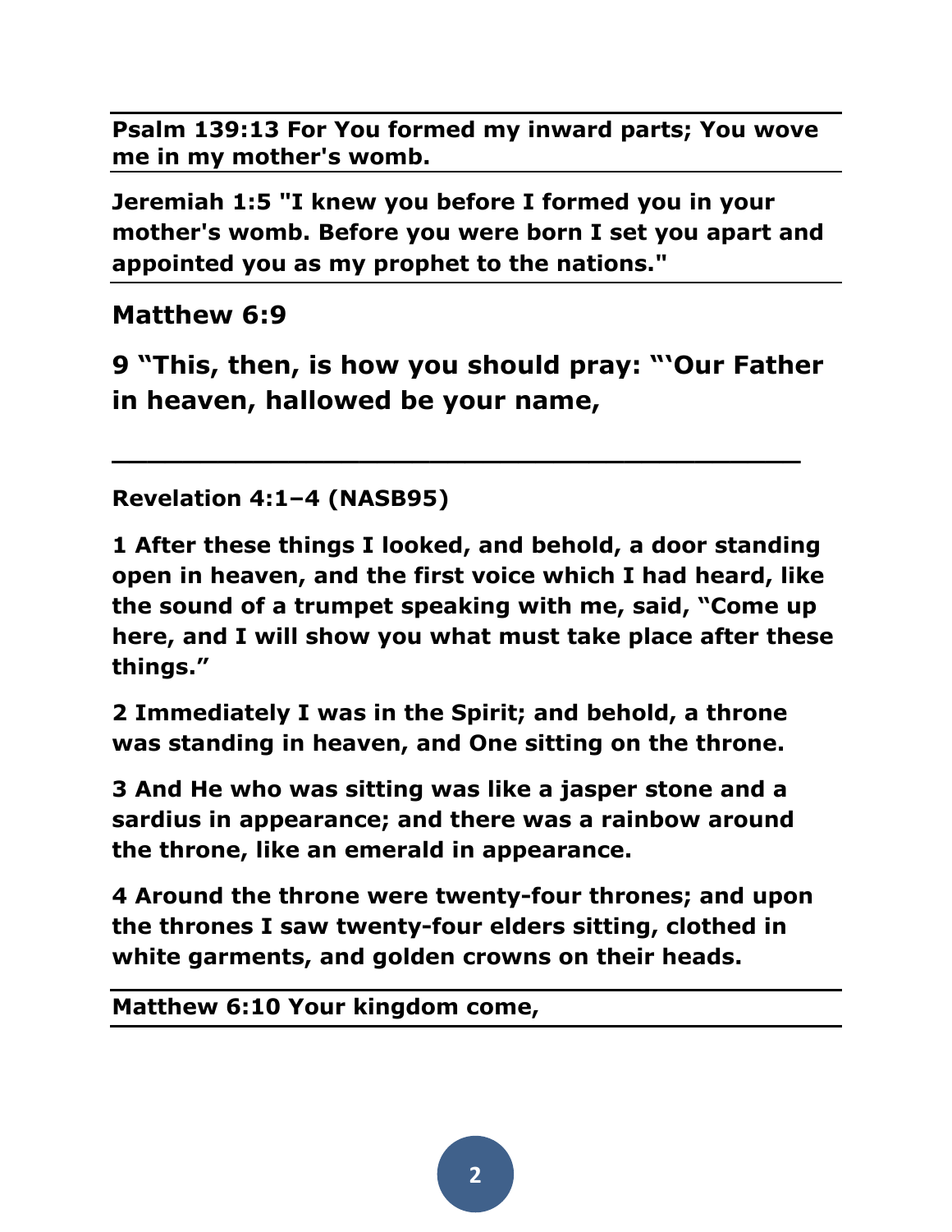**Psalm 139:13 For You formed my inward parts; You wove me in my mother's womb.**

---

**Jeremiah 1:5 "I knew you before I formed you in your mother's womb. Before you were born I set you apart and appointed you as my prophet to the nations."**

---

## Matthew 6:9

## 9 "This, then, is how you should pray: "'Our Father in heaven, hallowed be your name,

---

**Revelation 4:1–4 (NASB95)**

**1 After these things I looked, and behold, a door standing open in heaven, and the first voice which I had heard, like the sound of a trumpet speaking with me, said, "Come up here, and I will show you what must take place after these things."**

**2 Immediately I was in the Spirit; and behold, a throne was standing in heaven, and One sitting on the throne.**

**3 And He who was sitting was like a jasper stone and a sardius in appearance; and there was a rainbow around the throne, like an emerald in appearance.**

**4 Around the throne were twenty-four thrones; and upon the thrones I saw twenty-four elders sitting, clothed in white garments, and golden crowns on their heads.**

---

**Matthew 6:10 Your kingdom come,**

---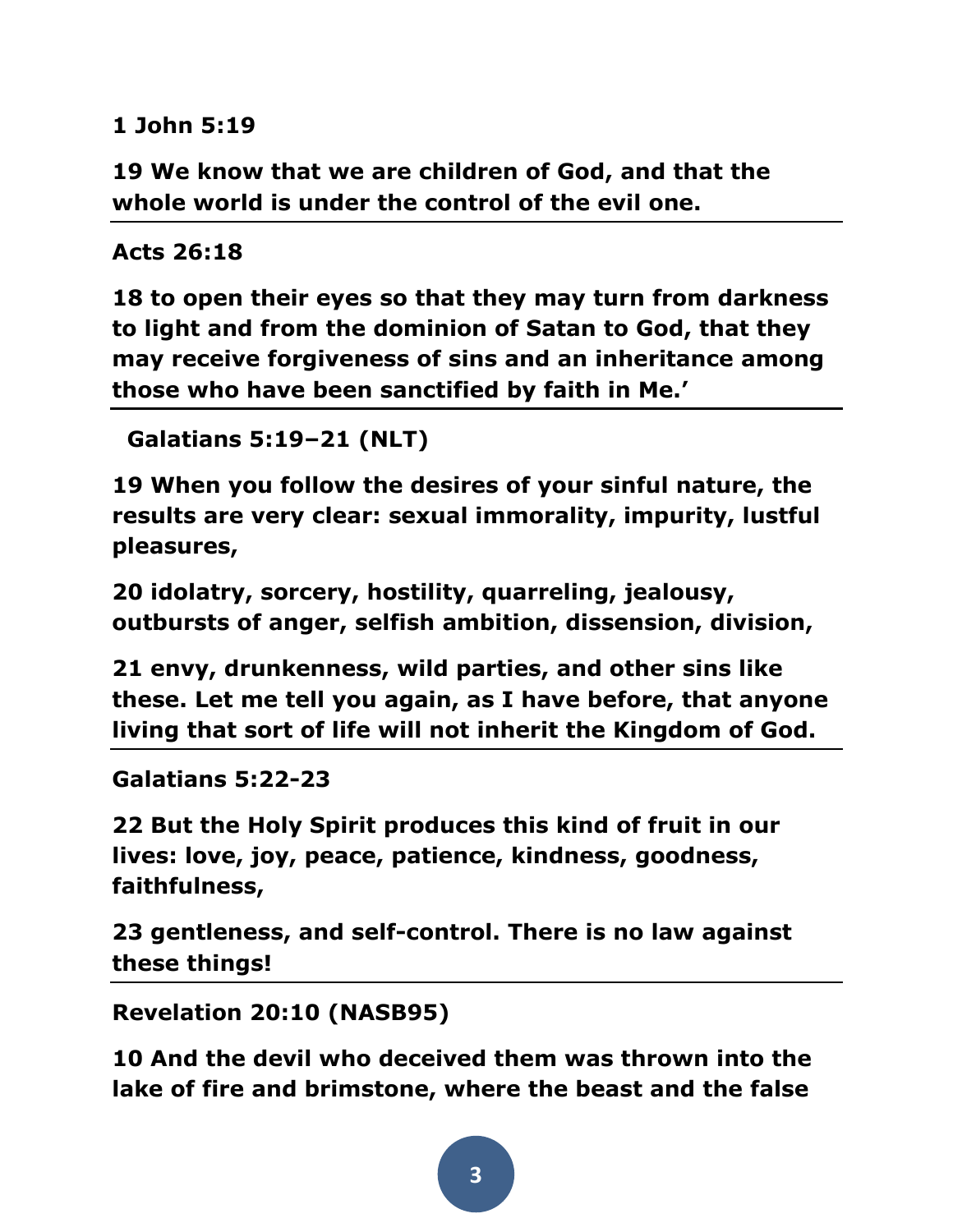**1 John 5:19**

**19 We know that we are children of God, and that the whole world is under the control of the evil one.**

---

**Acts 26:18**

**18 to open their eyes so that they may turn from darkness to light and from the dominion of Satan to God, that they may receive forgiveness of sins and an inheritance among those who have been sanctified by faith in Me.'**

---

**Galatians 5:19–21 (NLT)**

**19 When you follow the desires of your sinful nature, the results are very clear: sexual immorality, impurity, lustful pleasures,**

**20 idolatry, sorcery, hostility, quarreling, jealousy, outbursts of anger, selfish ambition, dissension, division,**

**21 envy, drunkenness, wild parties, and other sins like these. Let me tell you again, as I have before, that anyone living that sort of life will not inherit the Kingdom of God.**

---

**Galatians 5:22-23**

**22 But the Holy Spirit produces this kind of fruit in our lives: love, joy, peace, patience, kindness, goodness, faithfulness,**

**23 gentleness, and self-control. There is no law against these things!**

---

**Revelation 20:10 (NASB95)**

**10 And the devil who deceived them was thrown into the lake of fire and brimstone, where the beast and the false**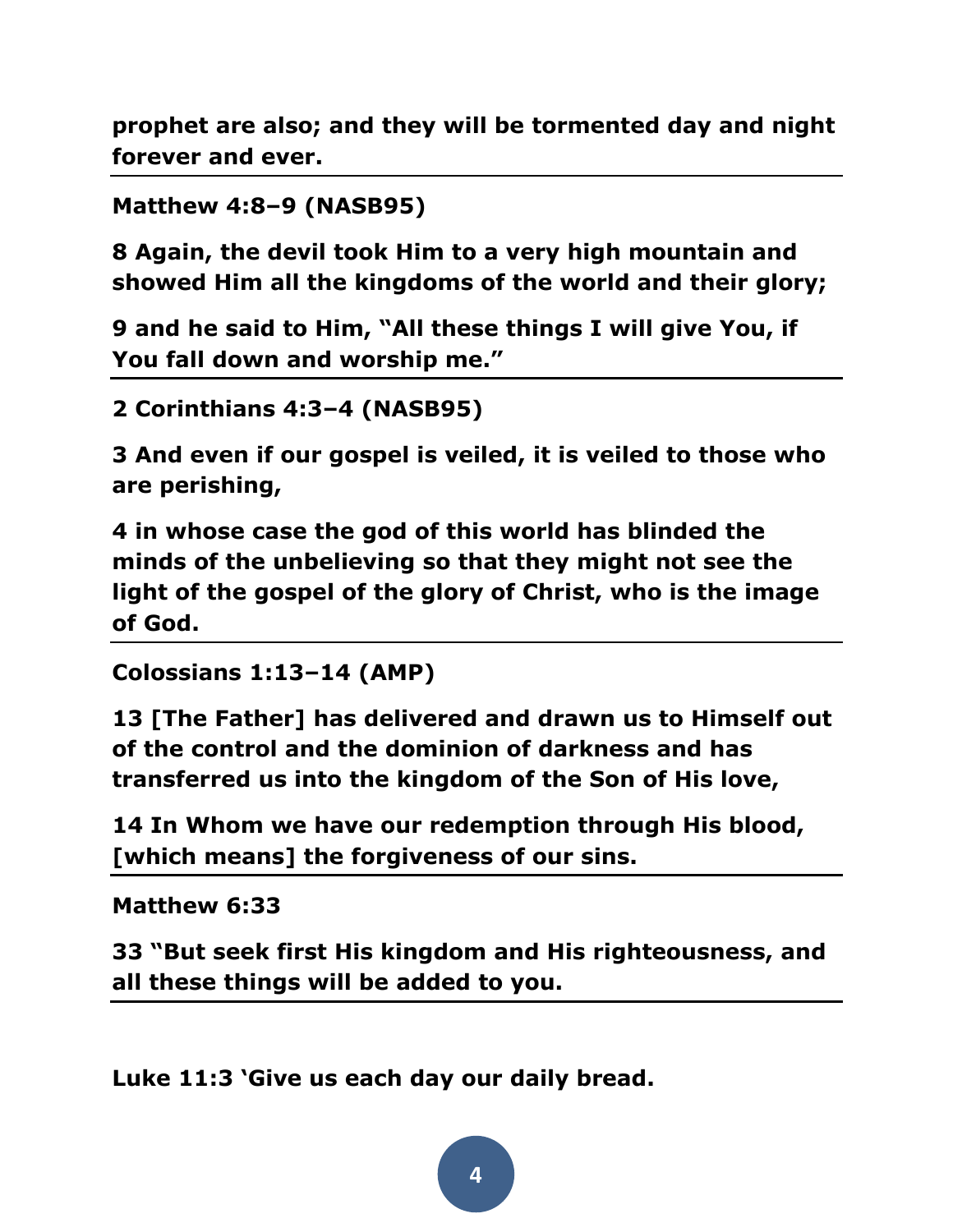**prophet are also; and they will be tormented day and night forever and ever.**

---

**Matthew 4:8–9 (NASB95)**

**8 Again, the devil took Him to a very high mountain and showed Him all the kingdoms of the world and their glory;**

**9 and he said to Him, "All these things I will give You, if You fall down and worship me."**

---

**2 Corinthians 4:3–4 (NASB95)**

**3 And even if our gospel is veiled, it is veiled to those who are perishing,**

**4 in whose case the god of this world has blinded the minds of the unbelieving so that they might not see the light of the gospel of the glory of Christ, who is the image of God.**

---

**Colossians 1:13–14 (AMP)**

**13 [The Father] has delivered and drawn us to Himself out of the control and the dominion of darkness and has transferred us into the kingdom of the Son of His love,**

**14 In Whom we have our redemption through His blood, [which means] the forgiveness of our sins.**

---

**Matthew 6:33**

**33 "But seek first His kingdom and His righteousness, and all these things will be added to you.**

---

**Luke 11:3 'Give us each day our daily bread.**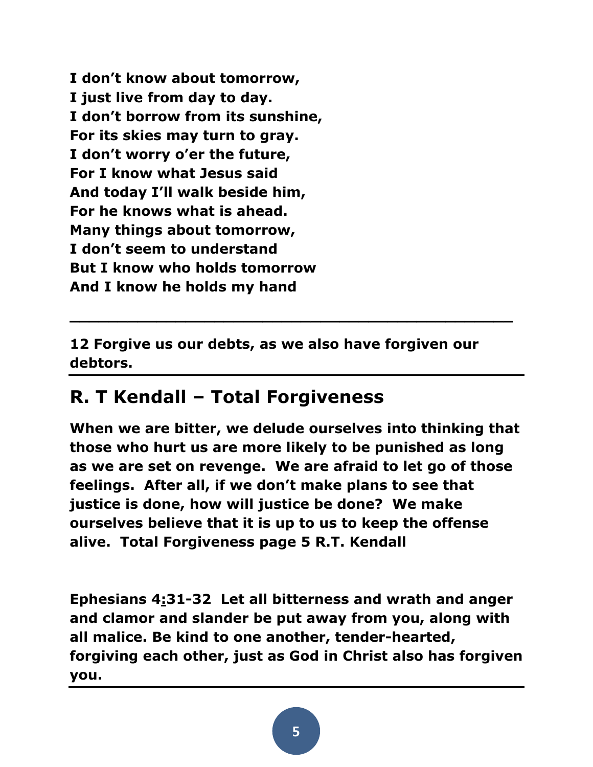**I don't know about tomorrow,**
**I just live from day to day.**
**I don't borrow from its sunshine,**
**For its skies may turn to gray.**
**I don't worry o'er the future,**
**For I know what Jesus said**
**And today I'll walk beside him,**
**For he knows what is ahead.**
**Many things about tomorrow,**
**I don't seem to understand**
**But I know who holds tomorrow**
**And I know he holds my hand**

---

**12 Forgive us our debts, as we also have forgiven our debtors.**

---

## R. T Kendall – Total Forgiveness

**When we are bitter, we delude ourselves into thinking that those who hurt us are more likely to be punished as long as we are set on revenge. We are afraid to let go of those feelings. After all, if we don't make plans to see that justice is done, how will justice be done? We make ourselves believe that it is up to us to keep the offense alive. Total Forgiveness page 5 R.T. Kendall**

**Ephesians 4:31-32 Let all bitterness and wrath and anger and clamor and slander be put away from you, along with all malice. Be kind to one another, tender-hearted, forgiving each other, just as God in Christ also has forgiven you.**

---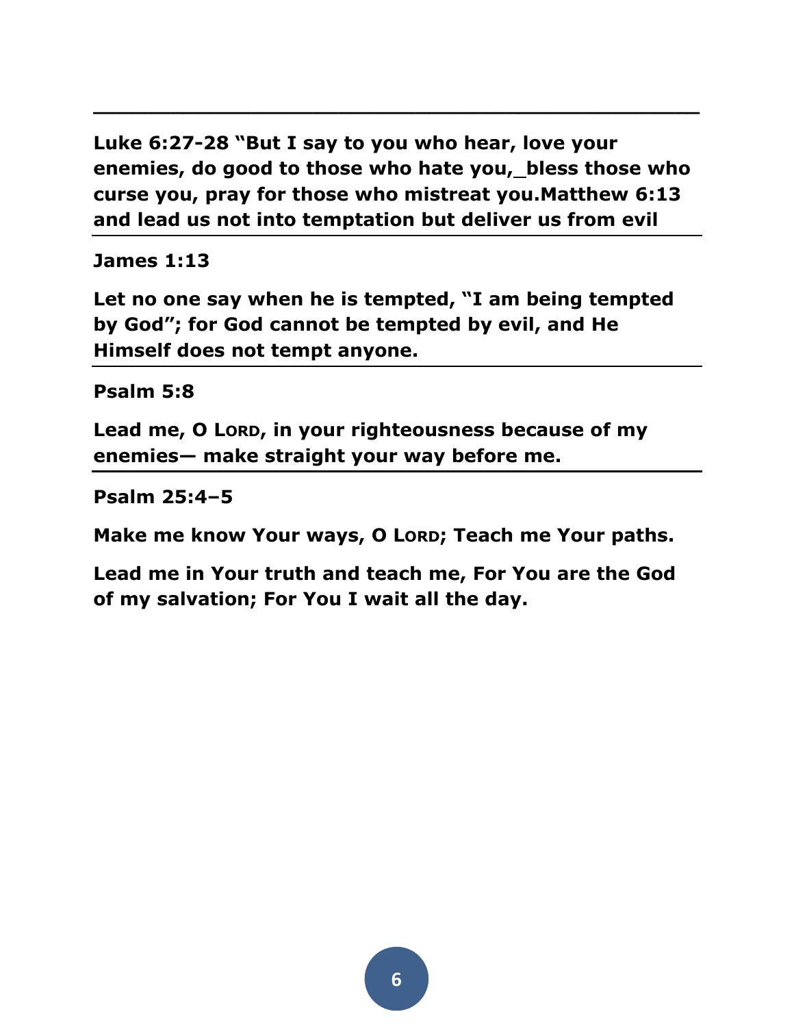---

**Luke 6:27-28 "But I say to you who hear, love your enemies, do good to those who hate you,_bless those who curse you, pray for those who mistreat you.Matthew 6:13 and lead us not into temptation but deliver us from evil**

---

**James 1:13**

**Let no one say when he is tempted, "I am being tempted by God"; for God cannot be tempted by evil, and He Himself does not tempt anyone.**

---

**Psalm 5:8**

**Lead me, O LORD, in your righteousness because of my enemies— make straight your way before me.**

---

**Psalm 25:4–5**

**Make me know Your ways, O LORD; Teach me Your paths.**

**Lead me in Your truth and teach me, For You are the God of my salvation; For You I wait all the day.**